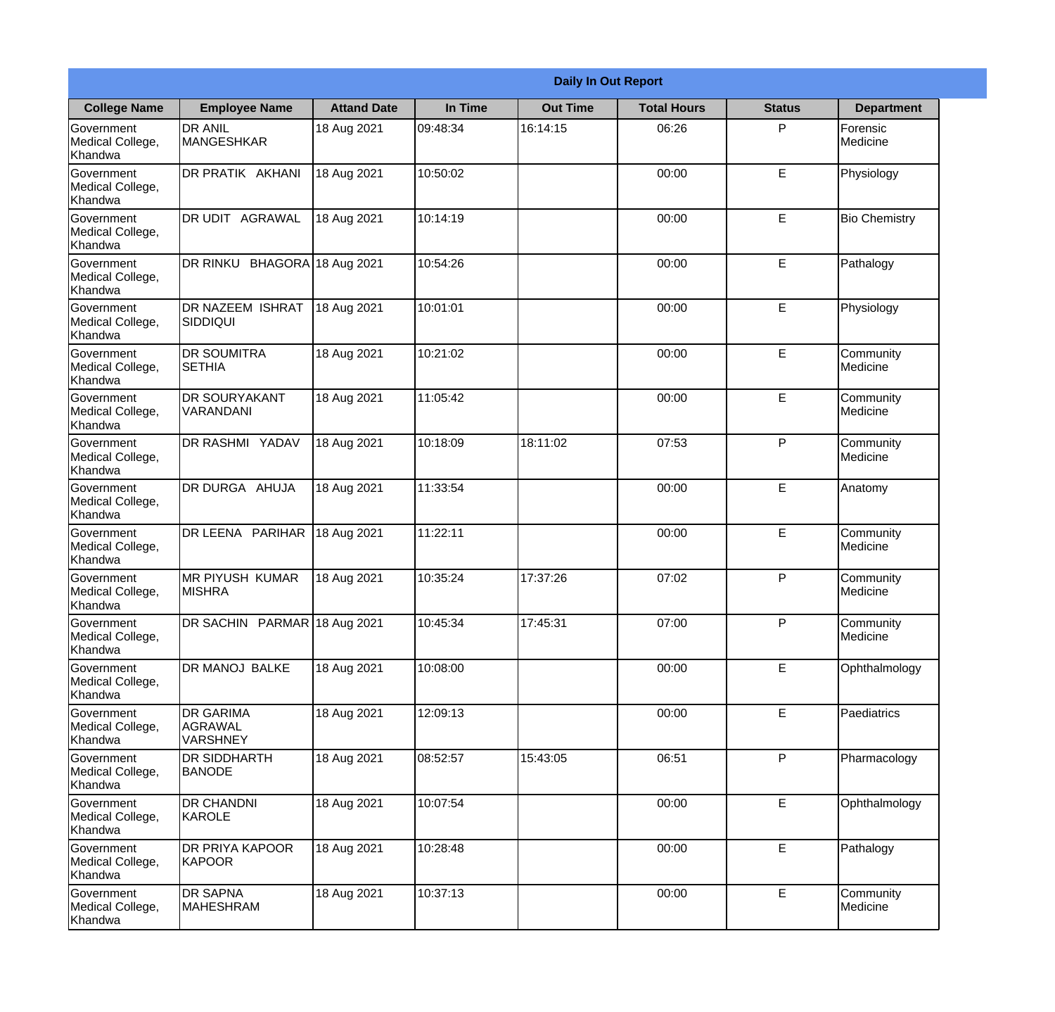**Daily In Out Report**

| College Name | Employee Name | Attand Date | In Time | Out Time | Total Hours | Status | Department |
|---|---|---|---|---|---|---|---|
| Government Medical College, Khandwa | DR ANIL MANGESHKAR | 18 Aug 2021 | 09:48:34 | 16:14:15 | 06:26 | P | Forensic Medicine |
| Government Medical College, Khandwa | DR PRATIK AKHANI | 18 Aug 2021 | 10:50:02 | | 00:00 | E | Physiology |
| Government Medical College, Khandwa | DR UDIT AGRAWAL | 18 Aug 2021 | 10:14:19 | | 00:00 | E | Bio Chemistry |
| Government Medical College, Khandwa | DR RINKU BHAGORA | 18 Aug 2021 | 10:54:26 | | 00:00 | E | Pathalogy |
| Government Medical College, Khandwa | DR NAZEEM ISHRAT SIDDIQUI | 18 Aug 2021 | 10:01:01 | | 00:00 | E | Physiology |
| Government Medical College, Khandwa | DR SOUMITRA SETHIA | 18 Aug 2021 | 10:21:02 | | 00:00 | E | Community Medicine |
| Government Medical College, Khandwa | DR SOURYAKANT VARANDANI | 18 Aug 2021 | 11:05:42 | | 00:00 | E | Community Medicine |
| Government Medical College, Khandwa | DR RASHMI YADAV | 18 Aug 2021 | 10:18:09 | 18:11:02 | 07:53 | P | Community Medicine |
| Government Medical College, Khandwa | DR DURGA AHUJA | 18 Aug 2021 | 11:33:54 | | 00:00 | E | Anatomy |
| Government Medical College, Khandwa | DR LEENA PARIHAR | 18 Aug 2021 | 11:22:11 | | 00:00 | E | Community Medicine |
| Government Medical College, Khandwa | MR PIYUSH KUMAR MISHRA | 18 Aug 2021 | 10:35:24 | 17:37:26 | 07:02 | P | Community Medicine |
| Government Medical College, Khandwa | DR SACHIN PARMAR | 18 Aug 2021 | 10:45:34 | 17:45:31 | 07:00 | P | Community Medicine |
| Government Medical College, Khandwa | DR MANOJ BALKE | 18 Aug 2021 | 10:08:00 | | 00:00 | E | Ophthalmology |
| Government Medical College, Khandwa | DR GARIMA AGRAWAL VARSHNEY | 18 Aug 2021 | 12:09:13 | | 00:00 | E | Paediatrics |
| Government Medical College, Khandwa | DR SIDDHARTH BANODE | 18 Aug 2021 | 08:52:57 | 15:43:05 | 06:51 | P | Pharmacology |
| Government Medical College, Khandwa | DR CHANDNI KAROLE | 18 Aug 2021 | 10:07:54 | | 00:00 | E | Ophthalmology |
| Government Medical College, Khandwa | DR PRIYA KAPOOR KAPOOR | 18 Aug 2021 | 10:28:48 | | 00:00 | E | Pathalogy |
| Government Medical College, Khandwa | DR SAPNA MAHESHRAM | 18 Aug 2021 | 10:37:13 | | 00:00 | E | Community Medicine |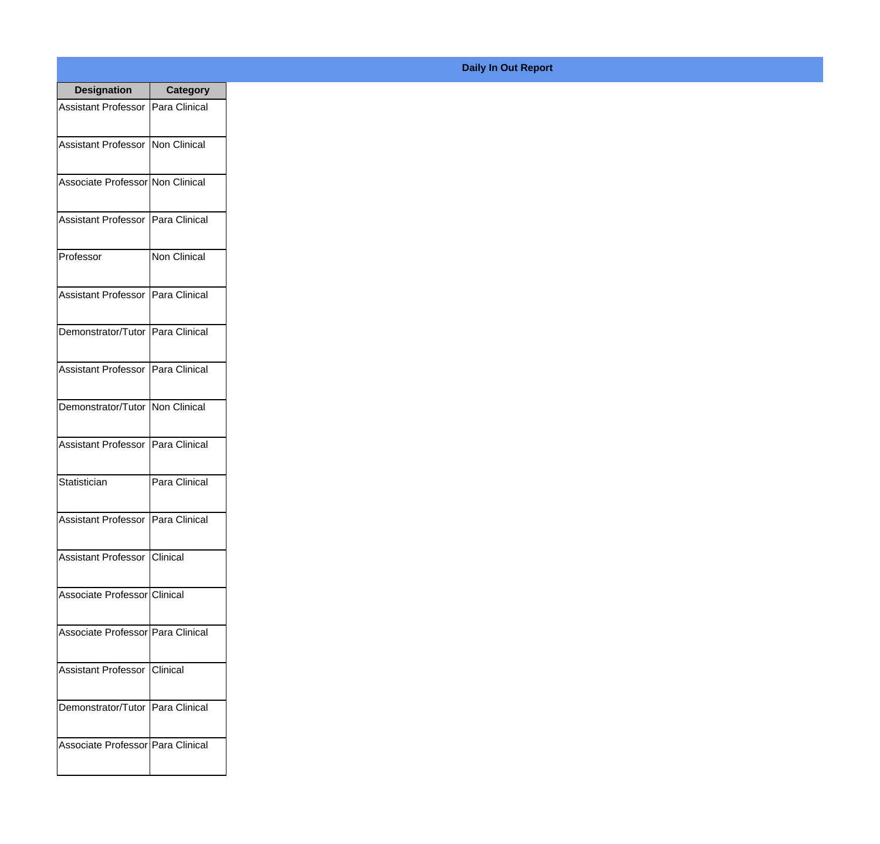**Daily In Out Report**

| Designation | Category |
| --- | --- |
| Assistant Professor | Para Clinical |
| Assistant Professor | Non Clinical |
| Associate Professor | Non Clinical |
| Assistant Professor | Para Clinical |
| Professor | Non Clinical |
| Assistant Professor | Para Clinical |
| Demonstrator/Tutor | Para Clinical |
| Assistant Professor | Para Clinical |
| Demonstrator/Tutor | Non Clinical |
| Assistant Professor | Para Clinical |
| Statistician | Para Clinical |
| Assistant Professor | Para Clinical |
| Assistant Professor | Clinical |
| Associate Professor | Clinical |
| Associate Professor | Para Clinical |
| Assistant Professor | Clinical |
| Demonstrator/Tutor | Para Clinical |
| Associate Professor | Para Clinical |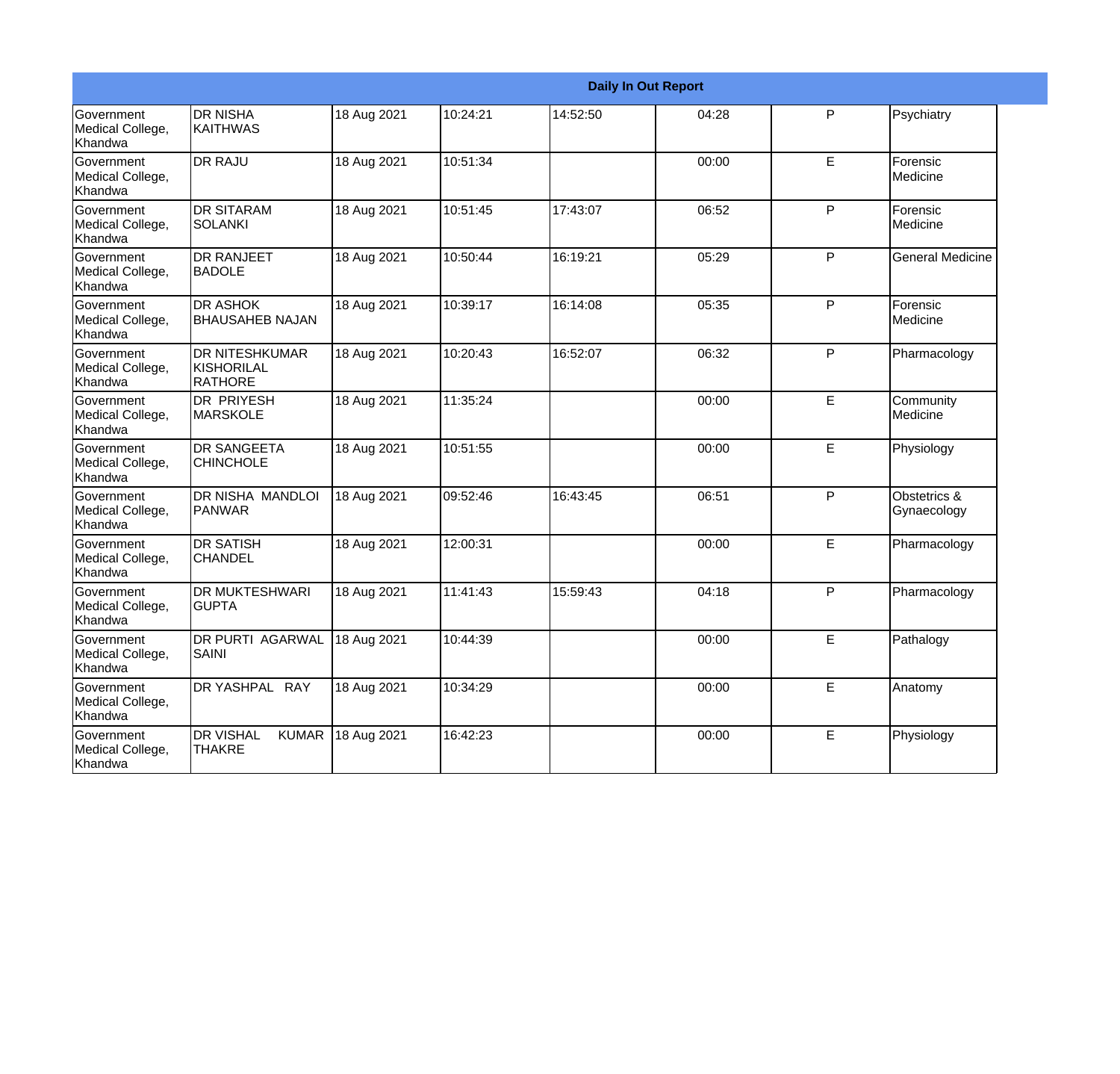| Daily In Out Report | | | | | | | |
|---|---|---|---|---|---|---|---|
| Government Medical College, Khandwa | DR NISHA KAITHWAS | 18 Aug 2021 | 10:24:21 | 14:52:50 | 04:28 | P | Psychiatry |
| Government Medical College, Khandwa | DR RAJU | 18 Aug 2021 | 10:51:34 | | 00:00 | E | Forensic Medicine |
| Government Medical College, Khandwa | DR SITARAM SOLANKI | 18 Aug 2021 | 10:51:45 | 17:43:07 | 06:52 | P | Forensic Medicine |
| Government Medical College, Khandwa | DR RANJEET BADOLE | 18 Aug 2021 | 10:50:44 | 16:19:21 | 05:29 | P | General Medicine |
| Government Medical College, Khandwa | DR ASHOK BHAUSAHEB NAJAN | 18 Aug 2021 | 10:39:17 | 16:14:08 | 05:35 | P | Forensic Medicine |
| Government Medical College, Khandwa | DR NITESHKUMAR KISHORILAL RATHORE | 18 Aug 2021 | 10:20:43 | 16:52:07 | 06:32 | P | Pharmacology |
| Government Medical College, Khandwa | DR PRIYESH MARSKOLE | 18 Aug 2021 | 11:35:24 | | 00:00 | E | Community Medicine |
| Government Medical College, Khandwa | DR SANGEETA CHINCHOLE | 18 Aug 2021 | 10:51:55 | | 00:00 | E | Physiology |
| Government Medical College, Khandwa | DR NISHA MANDLOI PANWAR | 18 Aug 2021 | 09:52:46 | 16:43:45 | 06:51 | P | Obstetrics & Gynaecology |
| Government Medical College, Khandwa | DR SATISH CHANDEL | 18 Aug 2021 | 12:00:31 | | 00:00 | E | Pharmacology |
| Government Medical College, Khandwa | DR MUKTESHWARI GUPTA | 18 Aug 2021 | 11:41:43 | 15:59:43 | 04:18 | P | Pharmacology |
| Government Medical College, Khandwa | DR PURTI AGARWAL SAINI | 18 Aug 2021 | 10:44:39 | | 00:00 | E | Pathalogy |
| Government Medical College, Khandwa | DR YASHPAL RAY | 18 Aug 2021 | 10:34:29 | | 00:00 | E | Anatomy |
| Government Medical College, Khandwa | DR VISHAL KUMAR THAKRE | 18 Aug 2021 | 16:42:23 | | 00:00 | E | Physiology |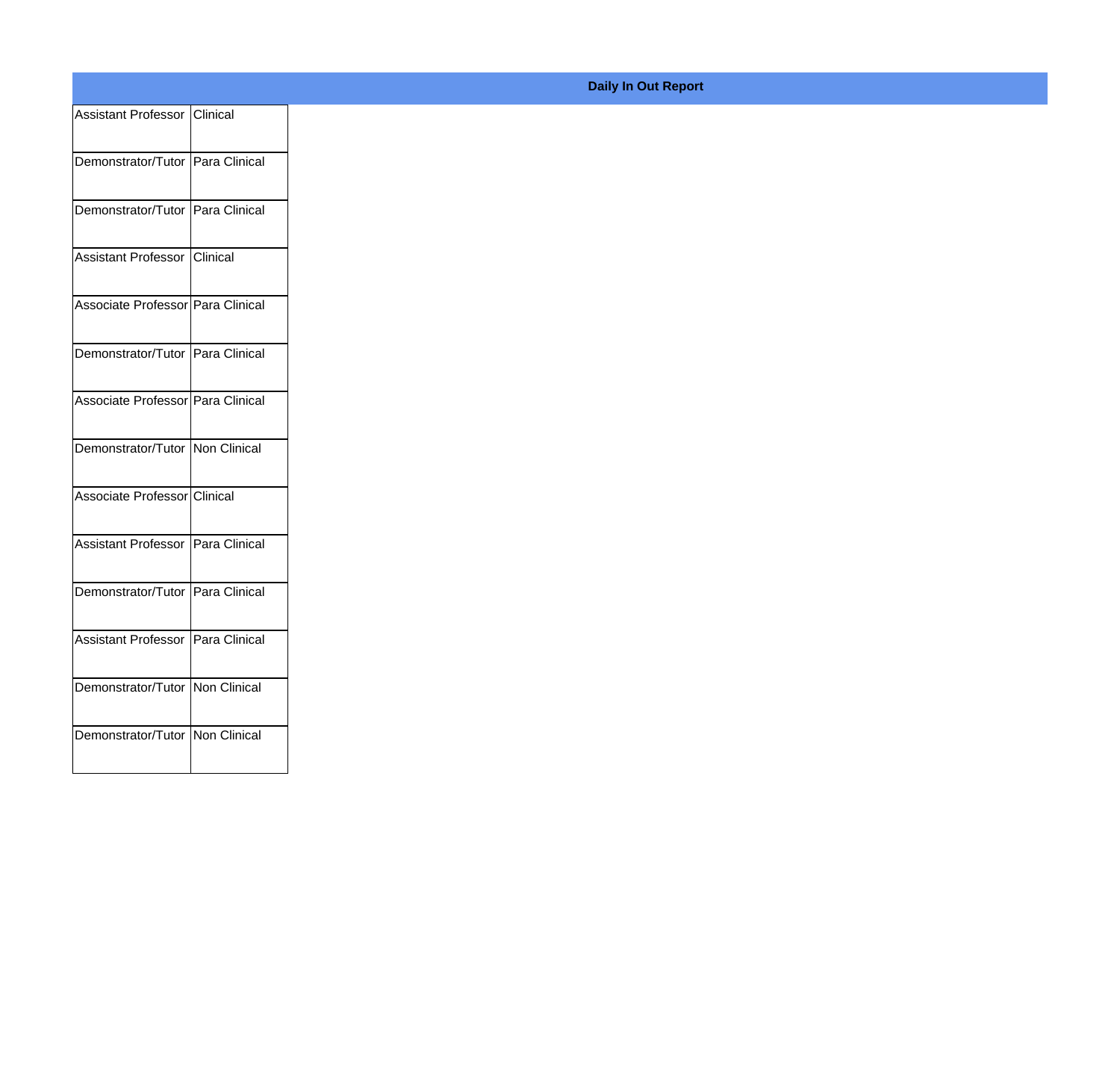**Daily In Out Report**

| | |
|---|---|
| Assistant Professor | Clinical |
| Demonstrator/Tutor | Para Clinical |
| Demonstrator/Tutor | Para Clinical |
| Assistant Professor | Clinical |
| Associate Professor | Para Clinical |
| Demonstrator/Tutor | Para Clinical |
| Associate Professor | Para Clinical |
| Demonstrator/Tutor | Non Clinical |
| Associate Professor | Clinical |
| Assistant Professor | Para Clinical |
| Demonstrator/Tutor | Para Clinical |
| Assistant Professor | Para Clinical |
| Demonstrator/Tutor | Non Clinical |
| Demonstrator/Tutor | Non Clinical |